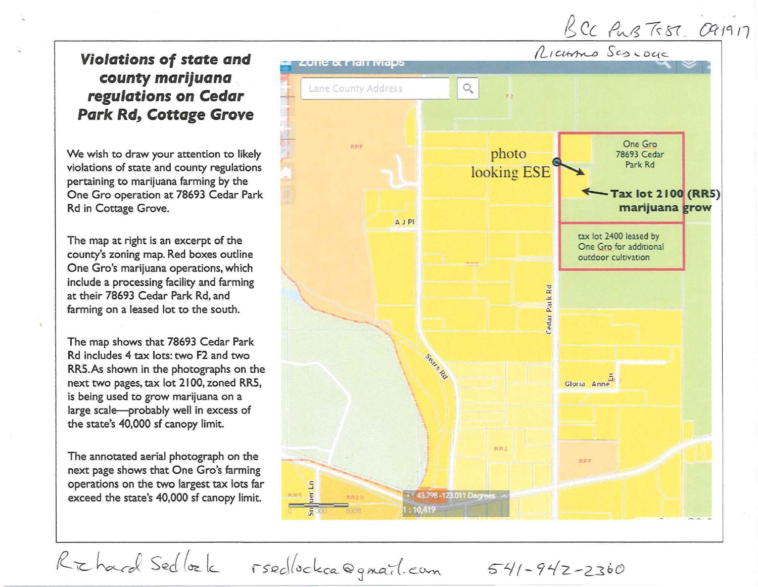BCC PUB TEST. 091917

RICHARD SEDLOCK

# *Violations of state and county marijuana regulations on Cedar Park Rd, Cottage Grove*

We wish to draw your attention to likely violations of state and county regulations pertaining to marijuana farming by the One Gro operation at 78693 Cedar Park Rd in Cottage Grove.

The map at right is an excerpt of the county's zoning map. Red boxes outline One Gro's marijuana operations, which include a processing facility and farming at their 78693 Cedar Park Rd, and farming on a leased lot to the south.

The map shows that 78693 Cedar Park Rd includes 4 tax lots: two F2 and two RR5. As shown in the photographs on the next two pages, tax lot 2100, zoned RR5, is being used to grow marijuana on a large scale—probably well in excess of the state's 40,000 sf canopy limit.

The annotated aerial photograph on the next page shows that One Gro's farming operations on the two largest tax lots far exceed the state's 40,000 sf canopy limit.

Zone & Plan Maps

Lane County Address

photo looking ESE

One Gro 78693 Cedar Park Rd

**Tax lot 2100 (RR5) marijuana grow**

tax lot 2400 leased by One Gro for additional outdoor cultivation

RPF | F2 | RR5 | RR2 | RR10 | A J Pl | Cedar Park Rd | Sears Rd | Gloria Anne Ln | Snyder Ln

43.798 -123.011 Degrees

1 : 10,419

0 300 600ft

Richard Sedlock rsedlockca@gmail.com 541-942-2360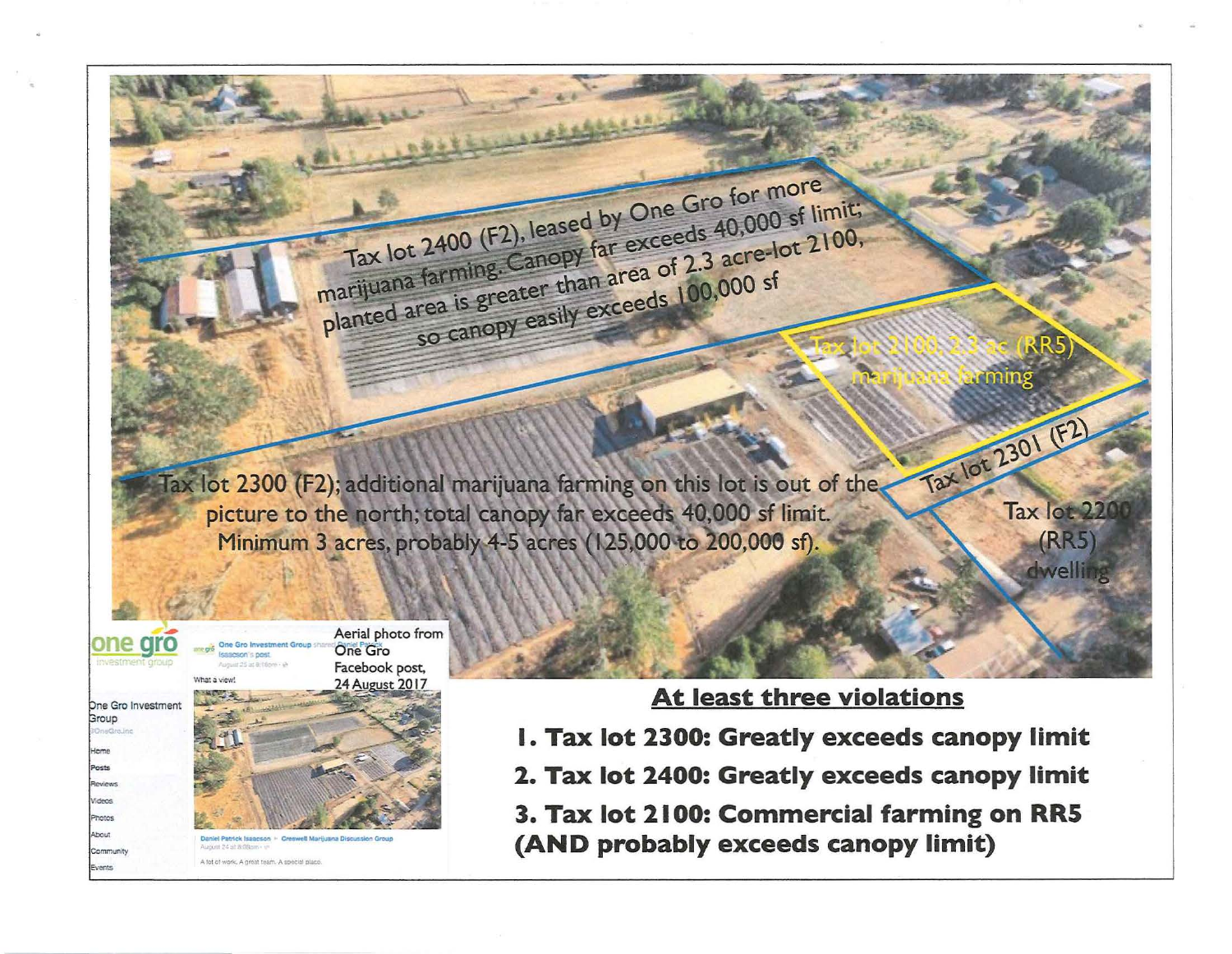Tax lot 2400 (F2), leased by One Gro for more marijuana farming. Canopy far exceeds 40,000 sf limit; planted area is greater than area of 2.3 acre-lot 2100, so canopy easily exceeds 100,000 sf

Tax lot 2100, 2.3 ac (RR5) marijuana farming

Tax lot 2301 (F2)

Tax lot 2300 (F2); additional marijuana farming on this lot is out of the picture to the north; total canopy far exceeds 40,000 sf limit. Minimum 3 acres, probably 4-5 acres (125,000 to 200,000 sf).

Tax lot 2200 (RR5) dwelling

Aerial photo from One Gro Facebook post, 24 August 2017

## At least three violations

**1. Tax lot 2300: Greatly exceeds canopy limit**

**2. Tax lot 2400: Greatly exceeds canopy limit**

**3. Tax lot 2100: Commercial farming on RR5 (AND probably exceeds canopy limit)**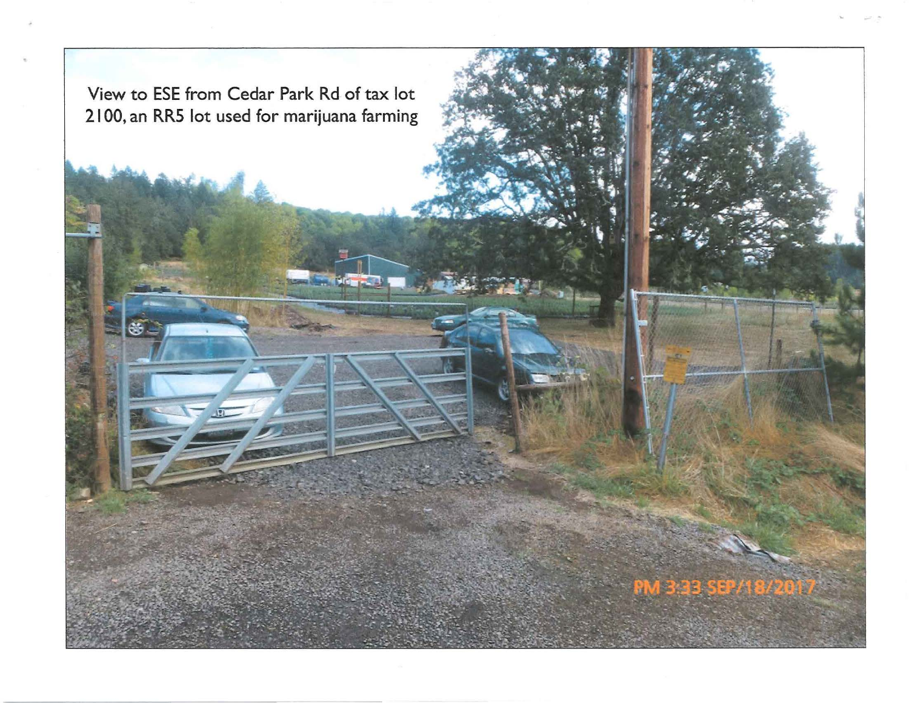View to ESE from Cedar Park Rd of tax lot 2100, an RR5 lot used for marijuana farming

PM 3:33 SEP/18/2017